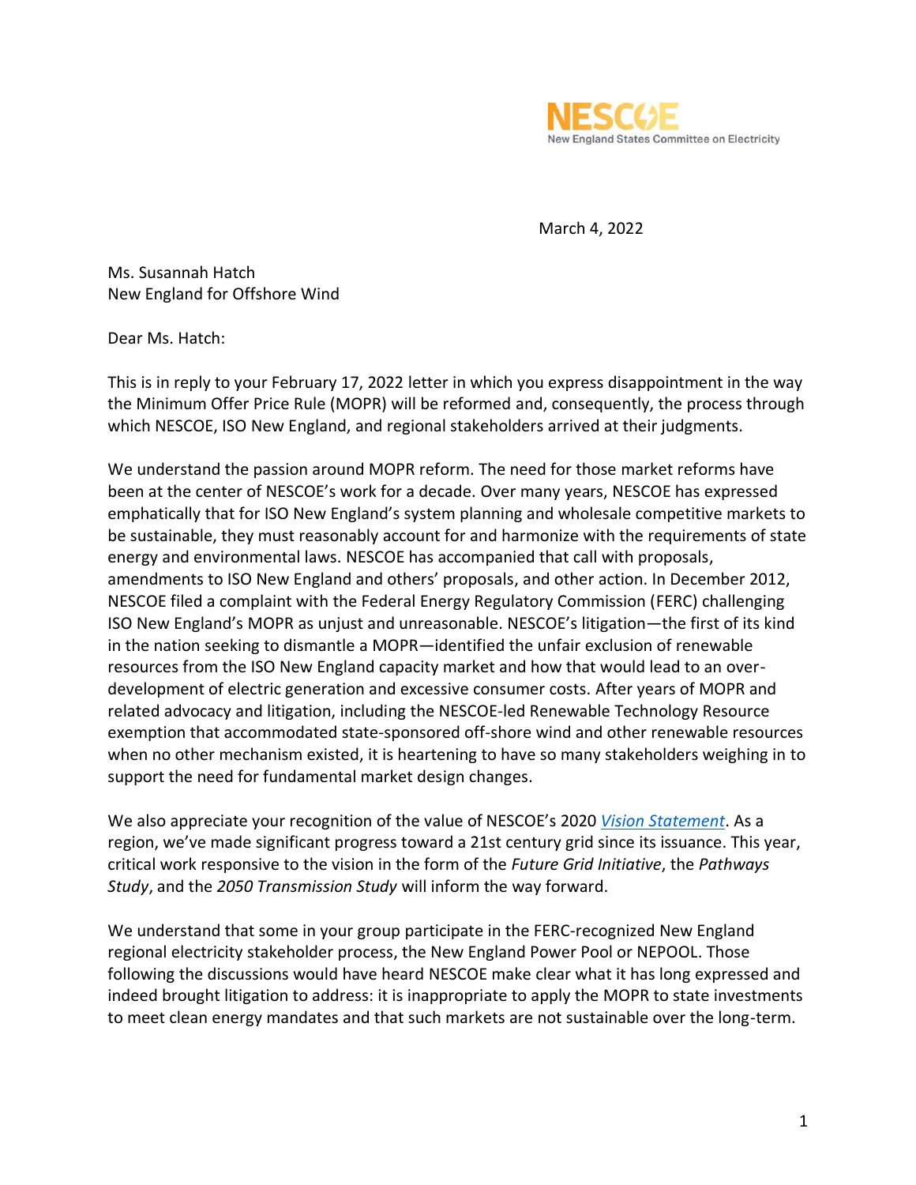NESCOE
New England States Committee on Electricity

March 4, 2022

Ms. Susannah Hatch
New England for Offshore Wind

Dear Ms. Hatch:

This is in reply to your February 17, 2022 letter in which you express disappointment in the way the Minimum Offer Price Rule (MOPR) will be reformed and, consequently, the process through which NESCOE, ISO New England, and regional stakeholders arrived at their judgments.

We understand the passion around MOPR reform. The need for those market reforms have been at the center of NESCOE's work for a decade. Over many years, NESCOE has expressed emphatically that for ISO New England's system planning and wholesale competitive markets to be sustainable, they must reasonably account for and harmonize with the requirements of state energy and environmental laws. NESCOE has accompanied that call with proposals, amendments to ISO New England and others' proposals, and other action. In December 2012, NESCOE filed a complaint with the Federal Energy Regulatory Commission (FERC) challenging ISO New England's MOPR as unjust and unreasonable. NESCOE's litigation—the first of its kind in the nation seeking to dismantle a MOPR—identified the unfair exclusion of renewable resources from the ISO New England capacity market and how that would lead to an over-development of electric generation and excessive consumer costs. After years of MOPR and related advocacy and litigation, including the NESCOE-led Renewable Technology Resource exemption that accommodated state-sponsored off-shore wind and other renewable resources when no other mechanism existed, it is heartening to have so many stakeholders weighing in to support the need for fundamental market design changes.

We also appreciate your recognition of the value of NESCOE's 2020 *Vision Statement*. As a region, we've made significant progress toward a 21st century grid since its issuance. This year, critical work responsive to the vision in the form of the *Future Grid Initiative*, the *Pathways Study*, and the *2050 Transmission Study* will inform the way forward.

We understand that some in your group participate in the FERC-recognized New England regional electricity stakeholder process, the New England Power Pool or NEPOOL. Those following the discussions would have heard NESCOE make clear what it has long expressed and indeed brought litigation to address: it is inappropriate to apply the MOPR to state investments to meet clean energy mandates and that such markets are not sustainable over the long-term.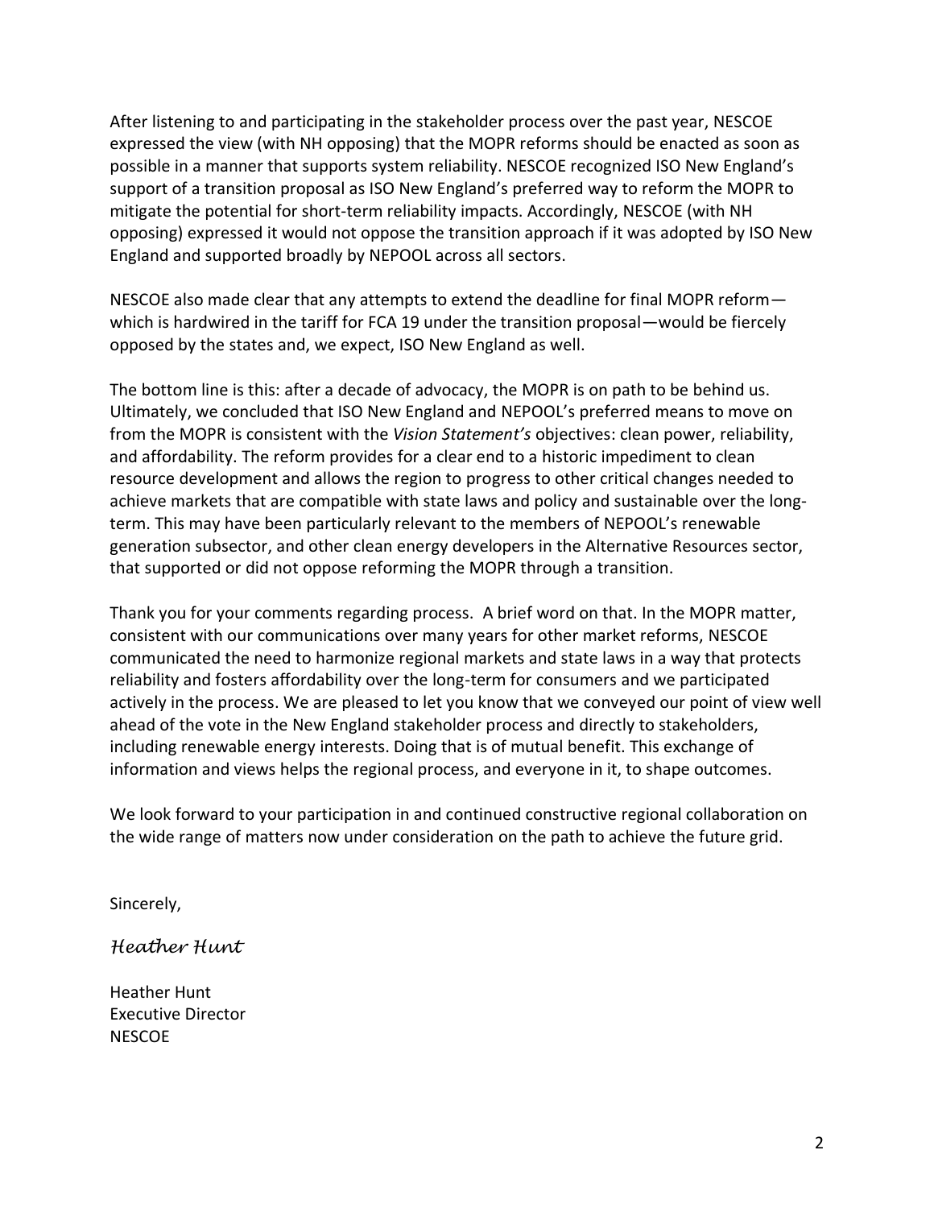After listening to and participating in the stakeholder process over the past year, NESCOE expressed the view (with NH opposing) that the MOPR reforms should be enacted as soon as possible in a manner that supports system reliability. NESCOE recognized ISO New England's support of a transition proposal as ISO New England's preferred way to reform the MOPR to mitigate the potential for short-term reliability impacts. Accordingly, NESCOE (with NH opposing) expressed it would not oppose the transition approach if it was adopted by ISO New England and supported broadly by NEPOOL across all sectors.

NESCOE also made clear that any attempts to extend the deadline for final MOPR reform—which is hardwired in the tariff for FCA 19 under the transition proposal—would be fiercely opposed by the states and, we expect, ISO New England as well.

The bottom line is this: after a decade of advocacy, the MOPR is on path to be behind us. Ultimately, we concluded that ISO New England and NEPOOL's preferred means to move on from the MOPR is consistent with the *Vision Statement's* objectives: clean power, reliability, and affordability. The reform provides for a clear end to a historic impediment to clean resource development and allows the region to progress to other critical changes needed to achieve markets that are compatible with state laws and policy and sustainable over the long-term. This may have been particularly relevant to the members of NEPOOL's renewable generation subsector, and other clean energy developers in the Alternative Resources sector, that supported or did not oppose reforming the MOPR through a transition.

Thank you for your comments regarding process. A brief word on that. In the MOPR matter, consistent with our communications over many years for other market reforms, NESCOE communicated the need to harmonize regional markets and state laws in a way that protects reliability and fosters affordability over the long-term for consumers and we participated actively in the process. We are pleased to let you know that we conveyed our point of view well ahead of the vote in the New England stakeholder process and directly to stakeholders, including renewable energy interests. Doing that is of mutual benefit. This exchange of information and views helps the regional process, and everyone in it, to shape outcomes.

We look forward to your participation in and continued constructive regional collaboration on the wide range of matters now under consideration on the path to achieve the future grid.

Sincerely,

*Heather Hunt*

Heather Hunt
Executive Director
NESCOE